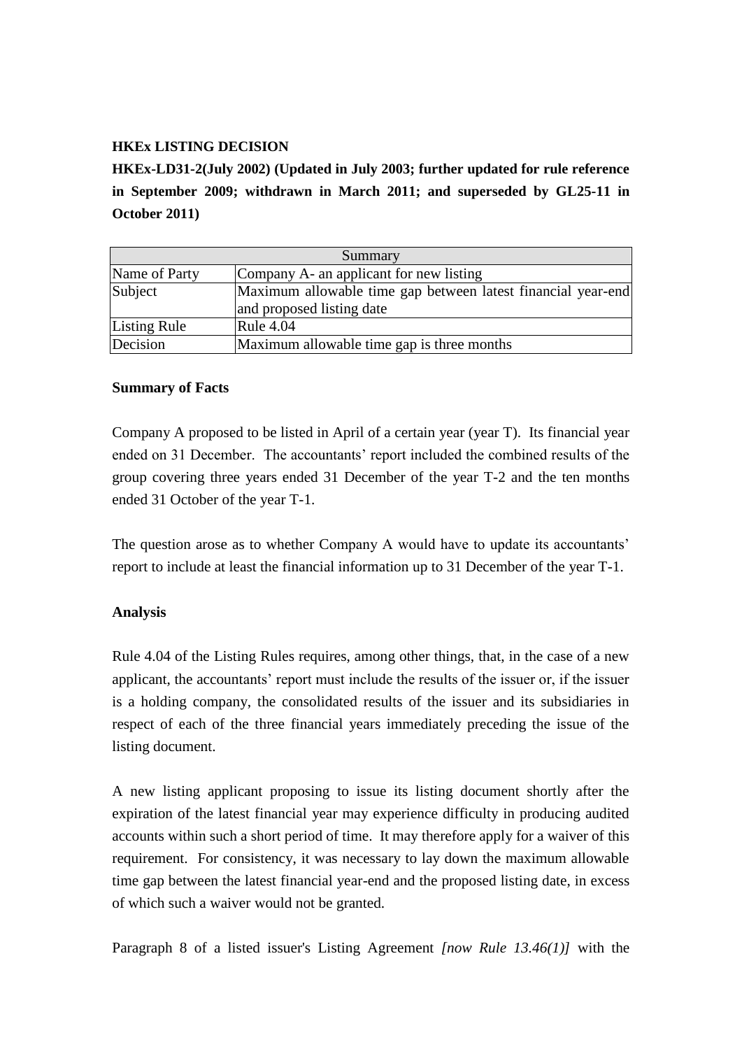**HKEx LISTING DECISION**

**HKEx-LD31-2(July 2002) (Updated in July 2003; further updated for rule reference in September 2009; withdrawn in March 2011; and superseded by GL25-11 in October 2011)**

| Summary | |
|---|---|
| Name of Party | Company A- an applicant for new listing |
| Subject | Maximum allowable time gap between latest financial year-end and proposed listing date |
| Listing Rule | Rule 4.04 |
| Decision | Maximum allowable time gap is three months |

**Summary of Facts**

Company A proposed to be listed in April of a certain year (year T). Its financial year ended on 31 December. The accountants' report included the combined results of the group covering three years ended 31 December of the year T-2 and the ten months ended 31 October of the year T-1.

The question arose as to whether Company A would have to update its accountants' report to include at least the financial information up to 31 December of the year T-1.

**Analysis**

Rule 4.04 of the Listing Rules requires, among other things, that, in the case of a new applicant, the accountants' report must include the results of the issuer or, if the issuer is a holding company, the consolidated results of the issuer and its subsidiaries in respect of each of the three financial years immediately preceding the issue of the listing document.

A new listing applicant proposing to issue its listing document shortly after the expiration of the latest financial year may experience difficulty in producing audited accounts within such a short period of time. It may therefore apply for a waiver of this requirement. For consistency, it was necessary to lay down the maximum allowable time gap between the latest financial year-end and the proposed listing date, in excess of which such a waiver would not be granted.

Paragraph 8 of a listed issuer's Listing Agreement *[now Rule 13.46(1)]* with the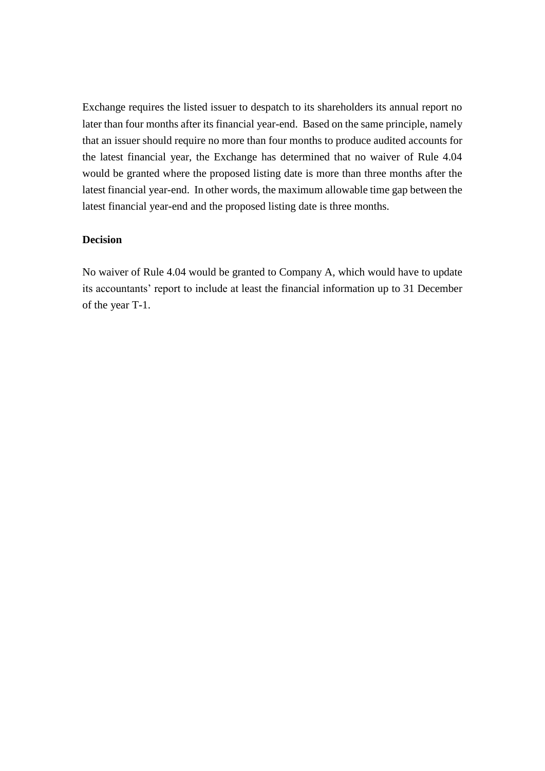Exchange requires the listed issuer to despatch to its shareholders its annual report no later than four months after its financial year-end. Based on the same principle, namely that an issuer should require no more than four months to produce audited accounts for the latest financial year, the Exchange has determined that no waiver of Rule 4.04 would be granted where the proposed listing date is more than three months after the latest financial year-end. In other words, the maximum allowable time gap between the latest financial year-end and the proposed listing date is three months.

**Decision**

No waiver of Rule 4.04 would be granted to Company A, which would have to update its accountants' report to include at least the financial information up to 31 December of the year T-1.